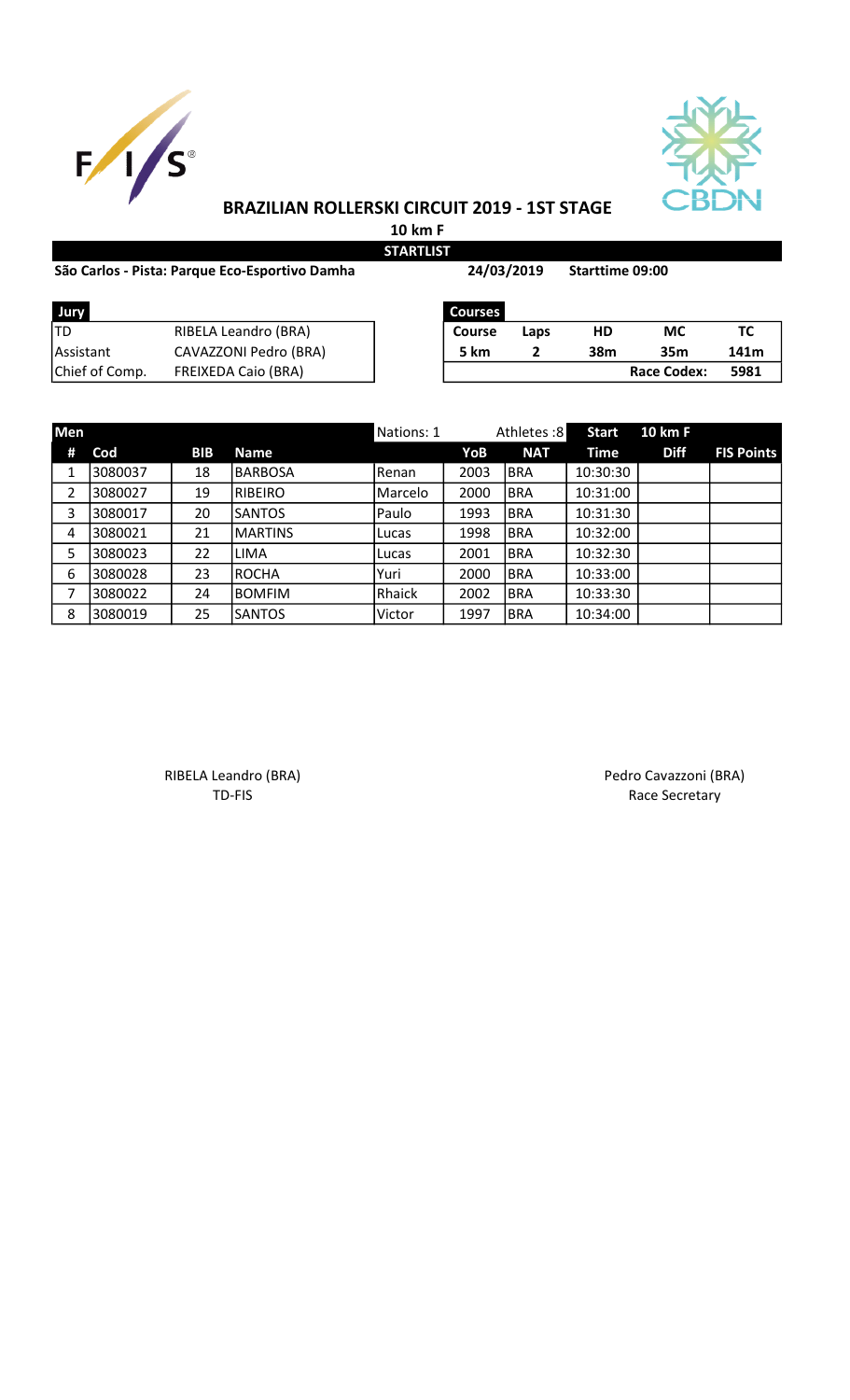# BRAZILIAN ROLLERSKI CIRCUIT 2019 - 1ST STAGE

**10 km F**

**STARTLIST**

**São Carlos - Pista: Parque Eco-Esportivo Damha** **24/03/2019** **Starttime 09:00**

| Jury | |
|---|---|
| TD | RIBELA Leandro (BRA) |
| Assistant | CAVAZZONI Pedro (BRA) |
| Chief of Comp. | FREIXEDA Caio (BRA) |

| Courses | | | | |
|---|---|---|---|---|
| **Course** | **Laps** | **HD** | **MC** | **TC** |
| **5 km** | **2** | **38m** | **35m** | **141m** |
| | | | **Race Codex:** | **5981** |

| Men | | | | Nations: 1 | | Athletes :8 | Start | 10 km F | |
|---|---|---|---|---|---|---|---|---|---|
| **#** | **Cod** | **BIB** | **Name** | | **YoB** | **NAT** | **Time** | **Diff** | **FIS Points** |
| 1 | 3080037 | 18 | BARBOSA | Renan | 2003 | BRA | 10:30:30 | | |
| 2 | 3080027 | 19 | RIBEIRO | Marcelo | 2000 | BRA | 10:31:00 | | |
| 3 | 3080017 | 20 | SANTOS | Paulo | 1993 | BRA | 10:31:30 | | |
| 4 | 3080021 | 21 | MARTINS | Lucas | 1998 | BRA | 10:32:00 | | |
| 5 | 3080023 | 22 | LIMA | Lucas | 2001 | BRA | 10:32:30 | | |
| 6 | 3080028 | 23 | ROCHA | Yuri | 2000 | BRA | 10:33:00 | | |
| 7 | 3080022 | 24 | BOMFIM | Rhaick | 2002 | BRA | 10:33:30 | | |
| 8 | 3080019 | 25 | SANTOS | Victor | 1997 | BRA | 10:34:00 | | |

RIBELA Leandro (BRA)
TD-FIS

Pedro Cavazzoni (BRA)
Race Secretary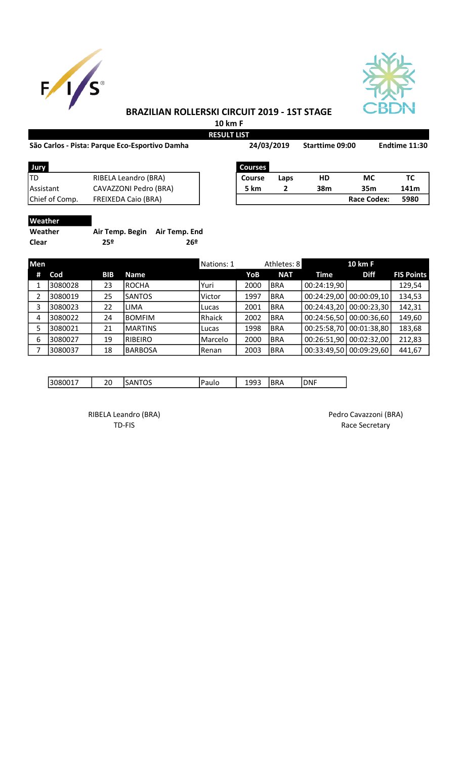# BRAZILIAN ROLLERSKI CIRCUIT 2019 - 1ST STAGE

**10 km F**

**RESULT LIST**

**São Carlos - Pista: Parque Eco-Esportivo Damha** | **24/03/2019** | **Starttime 09:00** | **Endtime 11:30**

| Jury | |
|---|---|
| TD | RIBELA Leandro (BRA) |
| Assistant | CAVAZZONI Pedro (BRA) |
| Chief of Comp. | FREIXEDA Caio (BRA) |

| Courses | | | | |
|---|---|---|---|---|
| **Course** | **Laps** | **HD** | **MC** | **TC** |
| **5 km** | **2** | **38m** | **35m** | **141m** |
| | | | **Race Codex:** | **5980** |

**Weather**

| Weather | Air Temp. Begin | Air Temp. End |
|---|---|---|
| Clear | 25º | 26º |

**Men** — Nations: 1 — Athletes: 8 — **10 km F**

| # | Cod | BIB | Name | | YoB | NAT | Time | Diff | FIS Points |
|---|---|---|---|---|---|---|---|---|---|
| 1 | 3080028 | 23 | ROCHA | Yuri | 2000 | BRA | 00:24:19,90 | | 129,54 |
| 2 | 3080019 | 25 | SANTOS | Victor | 1997 | BRA | 00:24:29,00 | 00:00:09,10 | 134,53 |
| 3 | 3080023 | 22 | LIMA | Lucas | 2001 | BRA | 00:24:43,20 | 00:00:23,30 | 142,31 |
| 4 | 3080022 | 24 | BOMFIM | Rhaick | 2002 | BRA | 00:24:56,50 | 00:00:36,60 | 149,60 |
| 5 | 3080021 | 21 | MARTINS | Lucas | 1998 | BRA | 00:25:58,70 | 00:01:38,80 | 183,68 |
| 6 | 3080027 | 19 | RIBEIRO | Marcelo | 2000 | BRA | 00:26:51,90 | 00:02:32,00 | 212,83 |
| 7 | 3080037 | 18 | BARBOSA | Renan | 2003 | BRA | 00:33:49,50 | 00:09:29,60 | 441,67 |

| | | | | | | |
|---|---|---|---|---|---|---|
| 3080017 | 20 | SANTOS | Paulo | 1993 | BRA | DNF |

RIBELA Leandro (BRA)
TD-FIS

Pedro Cavazzoni (BRA)
Race Secretary